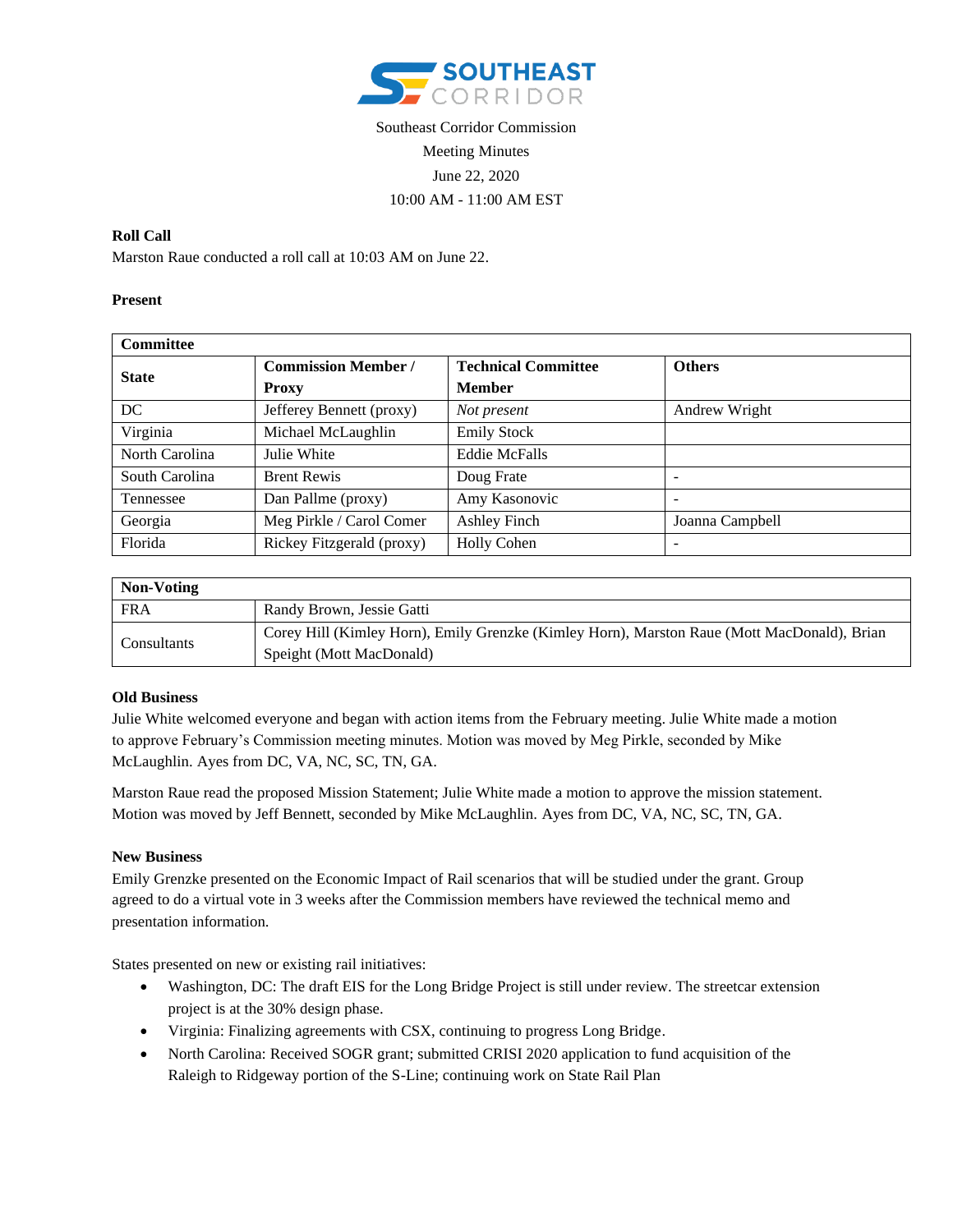SOUTHEAST CORRIDOR

Southeast Corridor Commission

Meeting Minutes

June 22, 2020

10:00 AM - 11:00 AM EST

**Roll Call**

Marston Raue conducted a roll call at 10:03 AM on June 22.

**Present**

| **Committee** | | | |
|---|---|---|---|
| **State** | **Commission Member / Proxy** | **Technical Committee Member** | **Others** |
| DC | Jefferey Bennett (proxy) | *Not present* | Andrew Wright |
| Virginia | Michael McLaughlin | Emily Stock | |
| North Carolina | Julie White | Eddie McFalls | |
| South Carolina | Brent Rewis | Doug Frate | - |
| Tennessee | Dan Pallme (proxy) | Amy Kasonovic | - |
| Georgia | Meg Pirkle / Carol Comer | Ashley Finch | Joanna Campbell |
| Florida | Rickey Fitzgerald (proxy) | Holly Cohen | - |

| **Non-Voting** | |
|---|---|
| FRA | Randy Brown, Jessie Gatti |
| Consultants | Corey Hill (Kimley Horn), Emily Grenzke (Kimley Horn), Marston Raue (Mott MacDonald), Brian Speight (Mott MacDonald) |

**Old Business**

Julie White welcomed everyone and began with action items from the February meeting. Julie White made a motion to approve February's Commission meeting minutes. Motion was moved by Meg Pirkle, seconded by Mike McLaughlin. Ayes from DC, VA, NC, SC, TN, GA.

Marston Raue read the proposed Mission Statement; Julie White made a motion to approve the mission statement. Motion was moved by Jeff Bennett, seconded by Mike McLaughlin. Ayes from DC, VA, NC, SC, TN, GA.

**New Business**

Emily Grenzke presented on the Economic Impact of Rail scenarios that will be studied under the grant. Group agreed to do a virtual vote in 3 weeks after the Commission members have reviewed the technical memo and presentation information.

States presented on new or existing rail initiatives:

- Washington, DC: The draft EIS for the Long Bridge Project is still under review. The streetcar extension project is at the 30% design phase.
- Virginia: Finalizing agreements with CSX, continuing to progress Long Bridge.
- North Carolina: Received SOGR grant; submitted CRISI 2020 application to fund acquisition of the Raleigh to Ridgeway portion of the S-Line; continuing work on State Rail Plan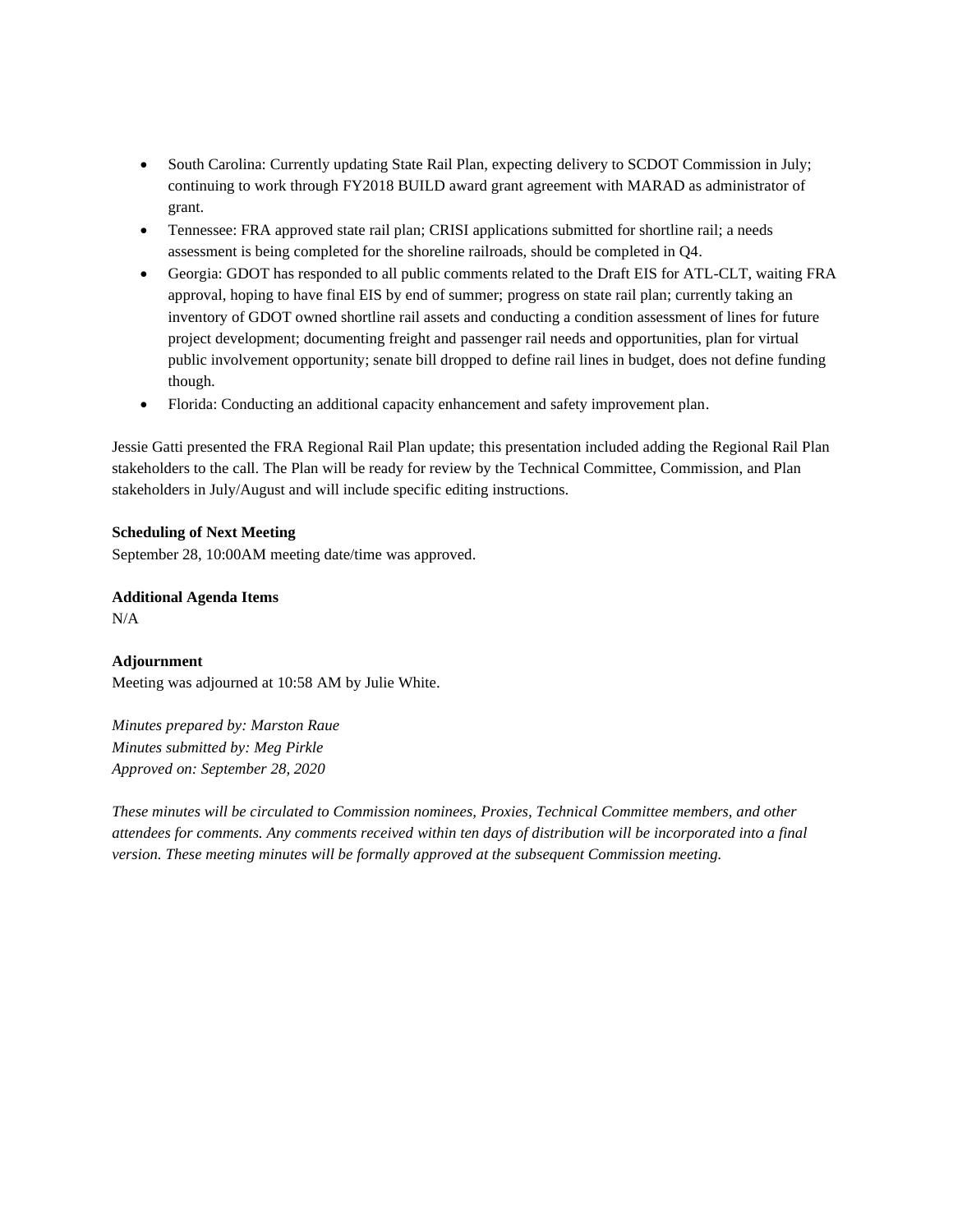- South Carolina: Currently updating State Rail Plan, expecting delivery to SCDOT Commission in July; continuing to work through FY2018 BUILD award grant agreement with MARAD as administrator of grant.
- Tennessee: FRA approved state rail plan; CRISI applications submitted for shortline rail; a needs assessment is being completed for the shoreline railroads, should be completed in Q4.
- Georgia: GDOT has responded to all public comments related to the Draft EIS for ATL-CLT, waiting FRA approval, hoping to have final EIS by end of summer; progress on state rail plan; currently taking an inventory of GDOT owned shortline rail assets and conducting a condition assessment of lines for future project development; documenting freight and passenger rail needs and opportunities, plan for virtual public involvement opportunity; senate bill dropped to define rail lines in budget, does not define funding though.
- Florida: Conducting an additional capacity enhancement and safety improvement plan.

Jessie Gatti presented the FRA Regional Rail Plan update; this presentation included adding the Regional Rail Plan stakeholders to the call. The Plan will be ready for review by the Technical Committee, Commission, and Plan stakeholders in July/August and will include specific editing instructions.

**Scheduling of Next Meeting**
September 28, 10:00AM meeting date/time was approved.

**Additional Agenda Items**
N/A

**Adjournment**
Meeting was adjourned at 10:58 AM by Julie White.

*Minutes prepared by: Marston Raue*
*Minutes submitted by: Meg Pirkle*
*Approved on: September 28, 2020*

*These minutes will be circulated to Commission nominees, Proxies, Technical Committee members, and other attendees for comments. Any comments received within ten days of distribution will be incorporated into a final version. These meeting minutes will be formally approved at the subsequent Commission meeting.*